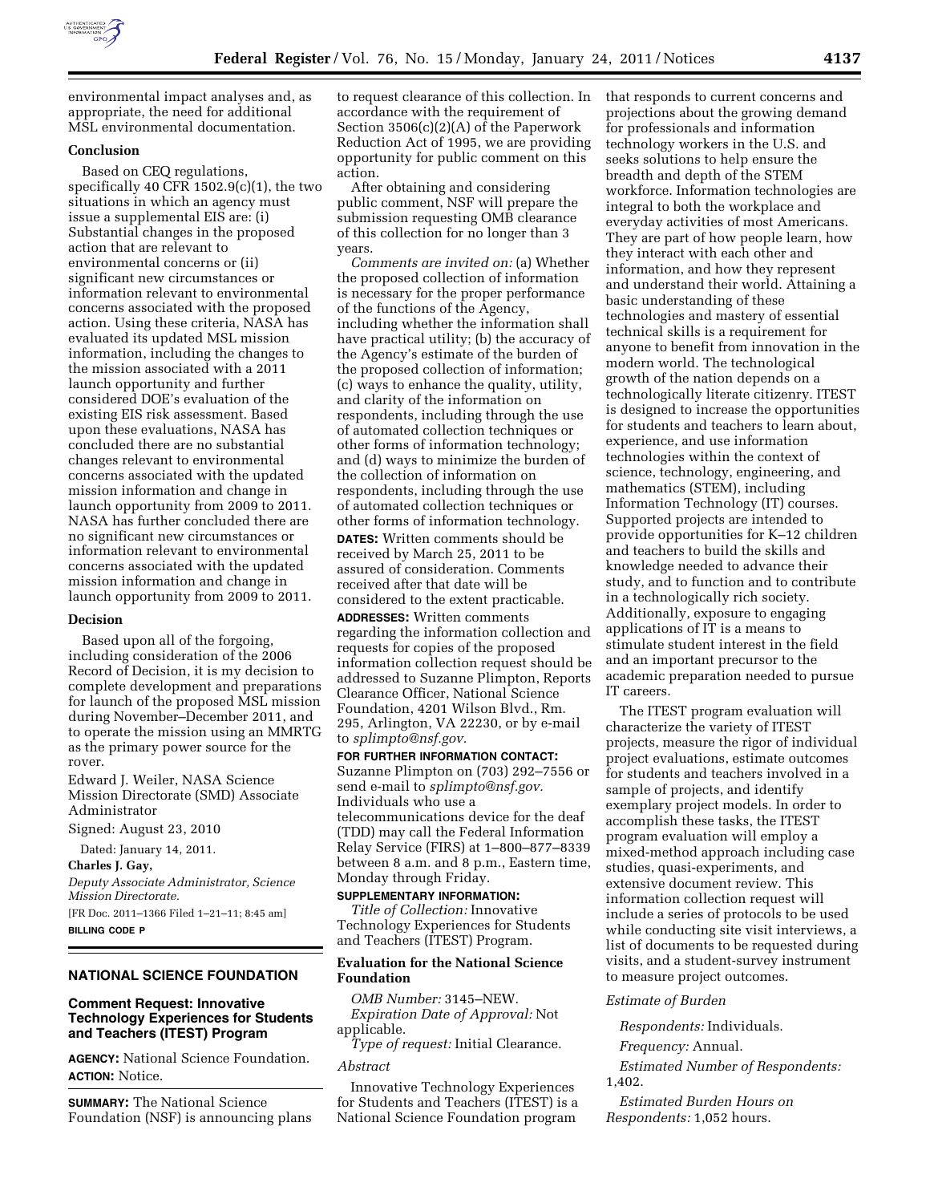environmental impact analyses and, as appropriate, the need for additional MSL environmental documentation.

**Conclusion**

Based on CEQ regulations, specifically 40 CFR 1502.9(c)(1), the two situations in which an agency must issue a supplemental EIS are: (i) Substantial changes in the proposed action that are relevant to environmental concerns or (ii) significant new circumstances or information relevant to environmental concerns associated with the proposed action. Using these criteria, NASA has evaluated its updated MSL mission information, including the changes to the mission associated with a 2011 launch opportunity and further considered DOE's evaluation of the existing EIS risk assessment. Based upon these evaluations, NASA has concluded there are no substantial changes relevant to environmental concerns associated with the updated mission information and change in launch opportunity from 2009 to 2011. NASA has further concluded there are no significant new circumstances or information relevant to environmental concerns associated with the updated mission information and change in launch opportunity from 2009 to 2011.

**Decision**

Based upon all of the forgoing, including consideration of the 2006 Record of Decision, it is my decision to complete development and preparations for launch of the proposed MSL mission during November–December 2011, and to operate the mission using an MMRTG as the primary power source for the rover.

Edward J. Weiler, NASA Science Mission Directorate (SMD) Associate Administrator

Signed: August 23, 2010

Dated: January 14, 2011.

**Charles J. Gay,**

*Deputy Associate Administrator, Science Mission Directorate.*

[FR Doc. 2011–1366 Filed 1–21–11; 8:45 am]

**BILLING CODE P**

## NATIONAL SCIENCE FOUNDATION

### Comment Request: Innovative Technology Experiences for Students and Teachers (ITEST) Program

**AGENCY:** National Science Foundation.

**ACTION:** Notice.

**SUMMARY:** The National Science Foundation (NSF) is announcing plans to request clearance of this collection. In accordance with the requirement of Section 3506(c)(2)(A) of the Paperwork Reduction Act of 1995, we are providing opportunity for public comment on this action.

After obtaining and considering public comment, NSF will prepare the submission requesting OMB clearance of this collection for no longer than 3 years.

*Comments are invited on:* (a) Whether the proposed collection of information is necessary for the proper performance of the functions of the Agency, including whether the information shall have practical utility; (b) the accuracy of the Agency's estimate of the burden of the proposed collection of information; (c) ways to enhance the quality, utility, and clarity of the information on respondents, including through the use of automated collection techniques or other forms of information technology; and (d) ways to minimize the burden of the collection of information on respondents, including through the use of automated collection techniques or other forms of information technology.

**DATES:** Written comments should be received by March 25, 2011 to be assured of consideration. Comments received after that date will be considered to the extent practicable.

**ADDRESSES:** Written comments regarding the information collection and requests for copies of the proposed information collection request should be addressed to Suzanne Plimpton, Reports Clearance Officer, National Science Foundation, 4201 Wilson Blvd., Rm. 295, Arlington, VA 22230, or by e-mail to *splimpto@nsf.gov.*

**FOR FURTHER INFORMATION CONTACT:** Suzanne Plimpton on (703) 292–7556 or send e-mail to *splimpto@nsf.gov.* Individuals who use a telecommunications device for the deaf (TDD) may call the Federal Information Relay Service (FIRS) at 1–800–877–8339 between 8 a.m. and 8 p.m., Eastern time, Monday through Friday.

**SUPPLEMENTARY INFORMATION:**

*Title of Collection:* Innovative Technology Experiences for Students and Teachers (ITEST) Program.

### Evaluation for the National Science Foundation

*OMB Number:* 3145–NEW.

*Expiration Date of Approval:* Not applicable.

*Type of request:* Initial Clearance.

*Abstract*

Innovative Technology Experiences for Students and Teachers (ITEST) is a National Science Foundation program that responds to current concerns and projections about the growing demand for professionals and information technology workers in the U.S. and seeks solutions to help ensure the breadth and depth of the STEM workforce. Information technologies are integral to both the workplace and everyday activities of most Americans. They are part of how people learn, how they interact with each other and information, and how they represent and understand their world. Attaining a basic understanding of these technologies and mastery of essential technical skills is a requirement for anyone to benefit from innovation in the modern world. The technological growth of the nation depends on a technologically literate citizenry. ITEST is designed to increase the opportunities for students and teachers to learn about, experience, and use information technologies within the context of science, technology, engineering, and mathematics (STEM), including Information Technology (IT) courses. Supported projects are intended to provide opportunities for K–12 children and teachers to build the skills and knowledge needed to advance their study, and to function and to contribute in a technologically rich society. Additionally, exposure to engaging applications of IT is a means to stimulate student interest in the field and an important precursor to the academic preparation needed to pursue IT careers.

The ITEST program evaluation will characterize the variety of ITEST projects, measure the rigor of individual project evaluations, estimate outcomes for students and teachers involved in a sample of projects, and identify exemplary project models. In order to accomplish these tasks, the ITEST program evaluation will employ a mixed-method approach including case studies, quasi-experiments, and extensive document review. This information collection request will include a series of protocols to be used while conducting site visit interviews, a list of documents to be requested during visits, and a student-survey instrument to measure project outcomes.

*Estimate of Burden*

*Respondents:* Individuals.

*Frequency:* Annual.

*Estimated Number of Respondents:* 1,402.

*Estimated Burden Hours on Respondents:* 1,052 hours.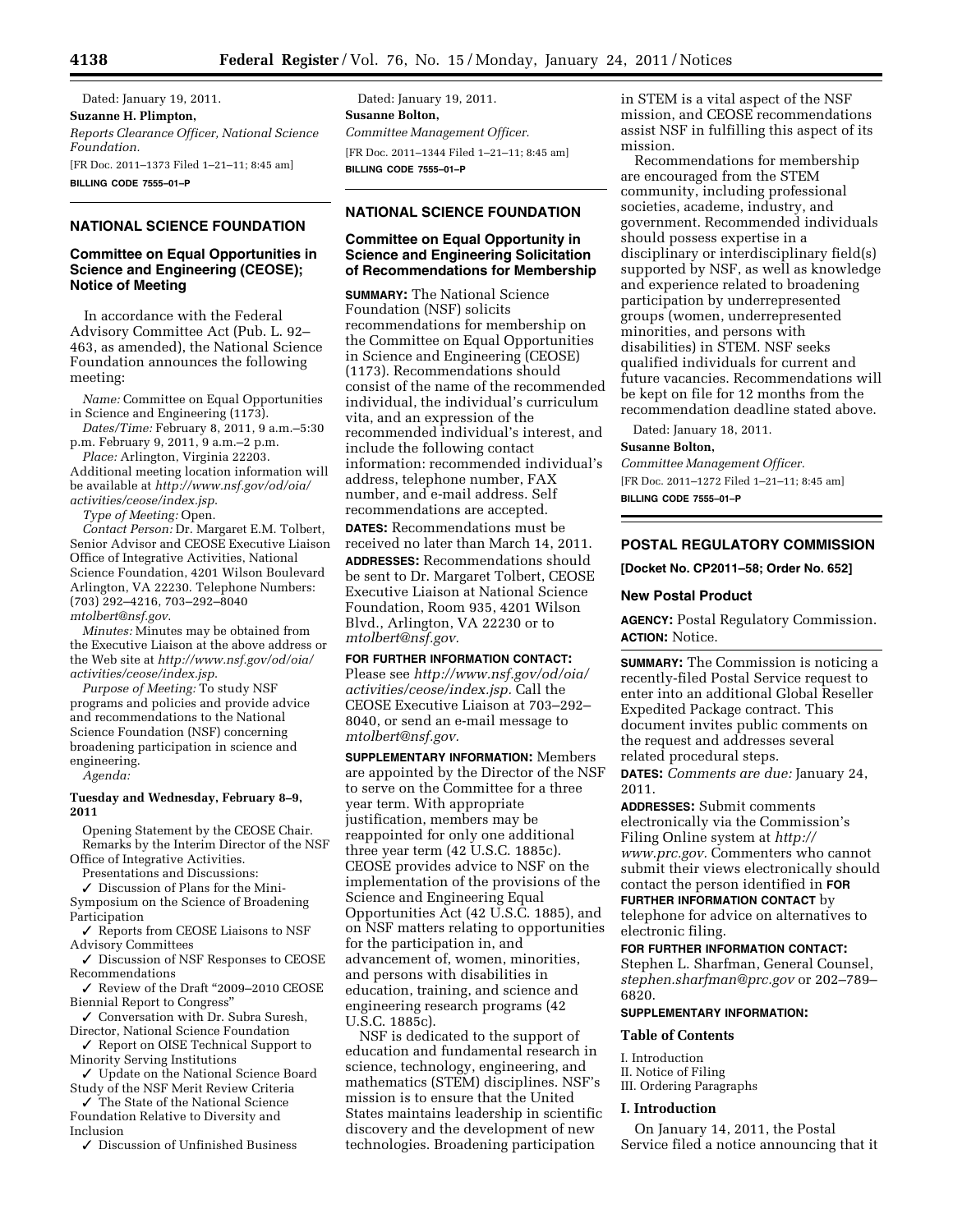Dated: January 19, 2011.

**Suzanne H. Plimpton,**

*Reports Clearance Officer, National Science Foundation.*

[FR Doc. 2011–1373 Filed 1–21–11; 8:45 am]

**BILLING CODE 7555–01–P**

## NATIONAL SCIENCE FOUNDATION

### Committee on Equal Opportunities in Science and Engineering (CEOSE); Notice of Meeting

In accordance with the Federal Advisory Committee Act (Pub. L. 92–463, as amended), the National Science Foundation announces the following meeting:

*Name:* Committee on Equal Opportunities in Science and Engineering (1173).

*Dates/Time:* February 8, 2011, 9 a.m.–5:30 p.m. February 9, 2011, 9 a.m.–2 p.m.

*Place:* Arlington, Virginia 22203. Additional meeting location information will be available at *http://www.nsf.gov/od/oia/activities/ceose/index.jsp.*

*Type of Meeting:* Open.

*Contact Person:* Dr. Margaret E.M. Tolbert, Senior Advisor and CEOSE Executive Liaison Office of Integrative Activities, National Science Foundation, 4201 Wilson Boulevard Arlington, VA 22230. Telephone Numbers: (703) 292–4216, 703–292–8040 *mtolbert@nsf.gov.*

*Minutes:* Minutes may be obtained from the Executive Liaison at the above address or the Web site at *http://www.nsf.gov/od/oia/activities/ceose/index.jsp.*

*Purpose of Meeting:* To study NSF programs and policies and provide advice and recommendations to the National Science Foundation (NSF) concerning broadening participation in science and engineering.

*Agenda:*

#### Tuesday and Wednesday, February 8–9, 2011

Opening Statement by the CEOSE Chair.

Remarks by the Interim Director of the NSF Office of Integrative Activities.

Presentations and Discussions:

✓ Discussion of Plans for the Mini-Symposium on the Science of Broadening Participation

✓ Reports from CEOSE Liaisons to NSF Advisory Committees

✓ Discussion of NSF Responses to CEOSE Recommendations

✓ Review of the Draft "2009–2010 CEOSE Biennial Report to Congress"

✓ Conversation with Dr. Subra Suresh, Director, National Science Foundation

✓ Report on OISE Technical Support to Minority Serving Institutions

✓ Update on the National Science Board Study of the NSF Merit Review Criteria

✓ The State of the National Science Foundation Relative to Diversity and Inclusion

✓ Discussion of Unfinished Business

Dated: January 19, 2011.

**Susanne Bolton,**

*Committee Management Officer.*

[FR Doc. 2011–1344 Filed 1–21–11; 8:45 am]

**BILLING CODE 7555–01–P**

## NATIONAL SCIENCE FOUNDATION

### Committee on Equal Opportunity in Science and Engineering Solicitation of Recommendations for Membership

**SUMMARY:** The National Science Foundation (NSF) solicits recommendations for membership on the Committee on Equal Opportunities in Science and Engineering (CEOSE) (1173). Recommendations should consist of the name of the recommended individual, the individual's curriculum vita, and an expression of the recommended individual's interest, and include the following contact information: recommended individual's address, telephone number, FAX number, and e-mail address. Self recommendations are accepted.

**DATES:** Recommendations must be received no later than March 14, 2011.

**ADDRESSES:** Recommendations should be sent to Dr. Margaret Tolbert, CEOSE Executive Liaison at National Science Foundation, Room 935, 4201 Wilson Blvd., Arlington, VA 22230 or to *mtolbert@nsf.gov.*

**FOR FURTHER INFORMATION CONTACT:** Please see *http://www.nsf.gov/od/oia/activities/ceose/index.jsp.* Call the CEOSE Executive Liaison at 703–292–8040, or send an e-mail message to *mtolbert@nsf.gov.*

**SUPPLEMENTARY INFORMATION:** Members are appointed by the Director of the NSF to serve on the Committee for a three year term. With appropriate justification, members may be reappointed for only one additional three year term (42 U.S.C. 1885c). CEOSE provides advice to NSF on the implementation of the provisions of the Science and Engineering Equal Opportunities Act (42 U.S.C. 1885), and on NSF matters relating to opportunities for the participation in, and advancement of, women, minorities, and persons with disabilities in education, training, and science and engineering research programs (42 U.S.C. 1885c).

NSF is dedicated to the support of education and fundamental research in science, technology, engineering, and mathematics (STEM) disciplines. NSF's mission is to ensure that the United States maintains leadership in scientific discovery and the development of new technologies. Broadening participation in STEM is a vital aspect of the NSF mission, and CEOSE recommendations assist NSF in fulfilling this aspect of its mission.

Recommendations for membership are encouraged from the STEM community, including professional societies, academe, industry, and government. Recommended individuals should possess expertise in a disciplinary or interdisciplinary field(s) supported by NSF, as well as knowledge and experience related to broadening participation by underrepresented groups (women, underrepresented minorities, and persons with disabilities) in STEM. NSF seeks qualified individuals for current and future vacancies. Recommendations will be kept on file for 12 months from the recommendation deadline stated above.

Dated: January 18, 2011.

**Susanne Bolton,**

*Committee Management Officer.*

[FR Doc. 2011–1272 Filed 1–21–11; 8:45 am]

**BILLING CODE 7555–01–P**

## POSTAL REGULATORY COMMISSION

**[Docket No. CP2011–58; Order No. 652]**

### New Postal Product

**AGENCY:** Postal Regulatory Commission.

**ACTION:** Notice.

**SUMMARY:** The Commission is noticing a recently-filed Postal Service request to enter into an additional Global Reseller Expedited Package contract. This document invites public comments on the request and addresses several related procedural steps.

**DATES:** *Comments are due:* January 24, 2011.

**ADDRESSES:** Submit comments electronically via the Commission's Filing Online system at *http://www.prc.gov.* Commenters who cannot submit their views electronically should contact the person identified in **FOR FURTHER INFORMATION CONTACT** by telephone for advice on alternatives to electronic filing.

**FOR FURTHER INFORMATION CONTACT:** Stephen L. Sharfman, General Counsel, *stephen.sharfman@prc.gov* or 202–789–6820.

**SUPPLEMENTARY INFORMATION:**

#### Table of Contents

I. Introduction
II. Notice of Filing
III. Ordering Paragraphs

#### I. Introduction

On January 14, 2011, the Postal Service filed a notice announcing that it